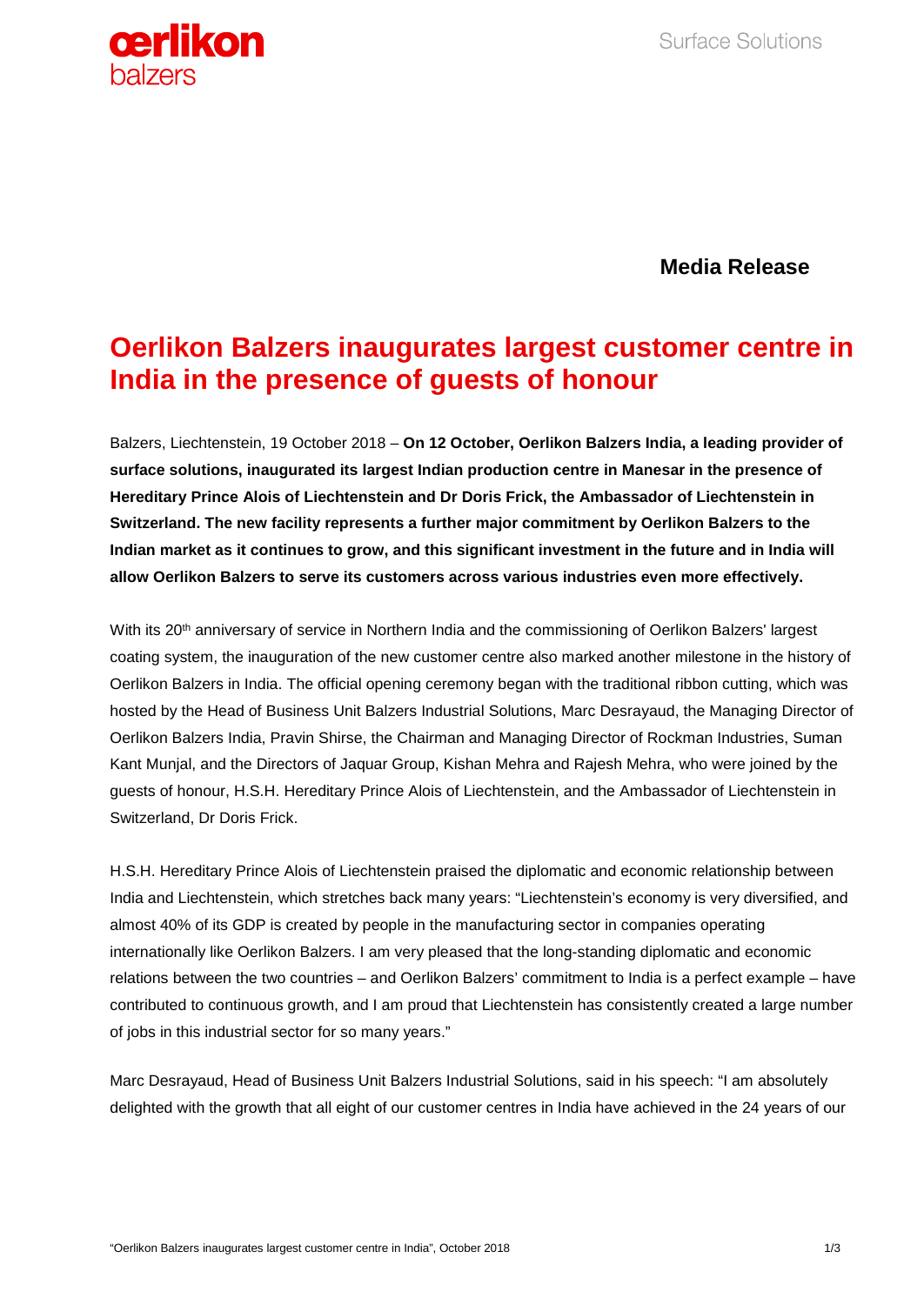**Media Release**

# Oerlikon Balzers inaugurates largest customer centre in India in the presence of guests of honour

Balzers, Liechtenstein, 19 October 2018 – **On 12 October, Oerlikon Balzers India, a leading provider of surface solutions, inaugurated its largest Indian production centre in Manesar in the presence of Hereditary Prince Alois of Liechtenstein and Dr Doris Frick, the Ambassador of Liechtenstein in Switzerland. The new facility represents a further major commitment by Oerlikon Balzers to the Indian market as it continues to grow, and this significant investment in the future and in India will allow Oerlikon Balzers to serve its customers across various industries even more effectively.**

With its 20th anniversary of service in Northern India and the commissioning of Oerlikon Balzers' largest coating system, the inauguration of the new customer centre also marked another milestone in the history of Oerlikon Balzers in India. The official opening ceremony began with the traditional ribbon cutting, which was hosted by the Head of Business Unit Balzers Industrial Solutions, Marc Desrayaud, the Managing Director of Oerlikon Balzers India, Pravin Shirse, the Chairman and Managing Director of Rockman Industries, Suman Kant Munjal, and the Directors of Jaquar Group, Kishan Mehra and Rajesh Mehra, who were joined by the guests of honour, H.S.H. Hereditary Prince Alois of Liechtenstein, and the Ambassador of Liechtenstein in Switzerland, Dr Doris Frick.

H.S.H. Hereditary Prince Alois of Liechtenstein praised the diplomatic and economic relationship between India and Liechtenstein, which stretches back many years: "Liechtenstein's economy is very diversified, and almost 40% of its GDP is created by people in the manufacturing sector in companies operating internationally like Oerlikon Balzers. I am very pleased that the long-standing diplomatic and economic relations between the two countries – and Oerlikon Balzers' commitment to India is a perfect example – have contributed to continuous growth, and I am proud that Liechtenstein has consistently created a large number of jobs in this industrial sector for so many years."

Marc Desrayaud, Head of Business Unit Balzers Industrial Solutions, said in his speech: "I am absolutely delighted with the growth that all eight of our customer centres in India have achieved in the 24 years of our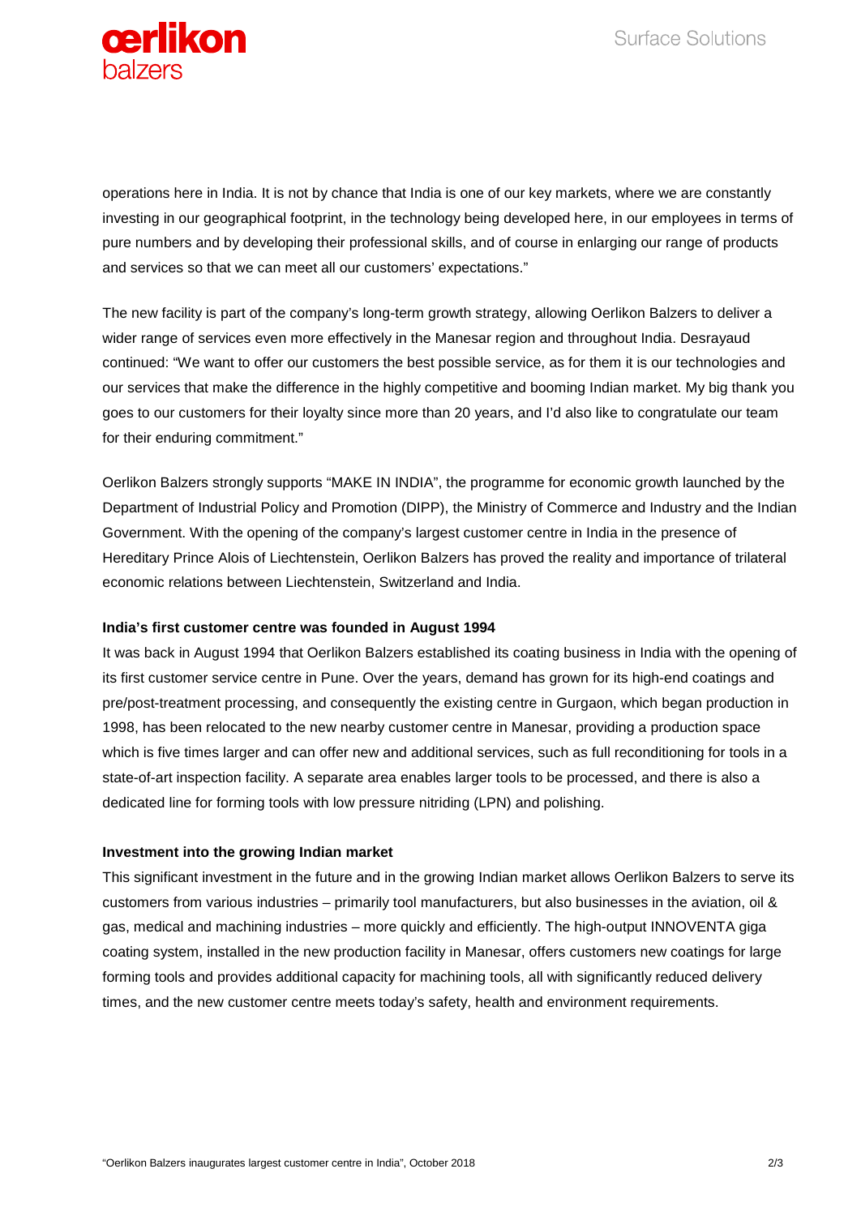operations here in India. It is not by chance that India is one of our key markets, where we are constantly investing in our geographical footprint, in the technology being developed here, in our employees in terms of pure numbers and by developing their professional skills, and of course in enlarging our range of products and services so that we can meet all our customers' expectations."

The new facility is part of the company's long-term growth strategy, allowing Oerlikon Balzers to deliver a wider range of services even more effectively in the Manesar region and throughout India. Desrayaud continued: "We want to offer our customers the best possible service, as for them it is our technologies and our services that make the difference in the highly competitive and booming Indian market. My big thank you goes to our customers for their loyalty since more than 20 years, and I'd also like to congratulate our team for their enduring commitment."

Oerlikon Balzers strongly supports "MAKE IN INDIA", the programme for economic growth launched by the Department of Industrial Policy and Promotion (DIPP), the Ministry of Commerce and Industry and the Indian Government. With the opening of the company's largest customer centre in India in the presence of Hereditary Prince Alois of Liechtenstein, Oerlikon Balzers has proved the reality and importance of trilateral economic relations between Liechtenstein, Switzerland and India.

**India's first customer centre was founded in August 1994**

It was back in August 1994 that Oerlikon Balzers established its coating business in India with the opening of its first customer service centre in Pune. Over the years, demand has grown for its high-end coatings and pre/post-treatment processing, and consequently the existing centre in Gurgaon, which began production in 1998, has been relocated to the new nearby customer centre in Manesar, providing a production space which is five times larger and can offer new and additional services, such as full reconditioning for tools in a state-of-art inspection facility. A separate area enables larger tools to be processed, and there is also a dedicated line for forming tools with low pressure nitriding (LPN) and polishing.

**Investment into the growing Indian market**

This significant investment in the future and in the growing Indian market allows Oerlikon Balzers to serve its customers from various industries – primarily tool manufacturers, but also businesses in the aviation, oil & gas, medical and machining industries – more quickly and efficiently. The high-output INNOVENTA giga coating system, installed in the new production facility in Manesar, offers customers new coatings for large forming tools and provides additional capacity for machining tools, all with significantly reduced delivery times, and the new customer centre meets today's safety, health and environment requirements.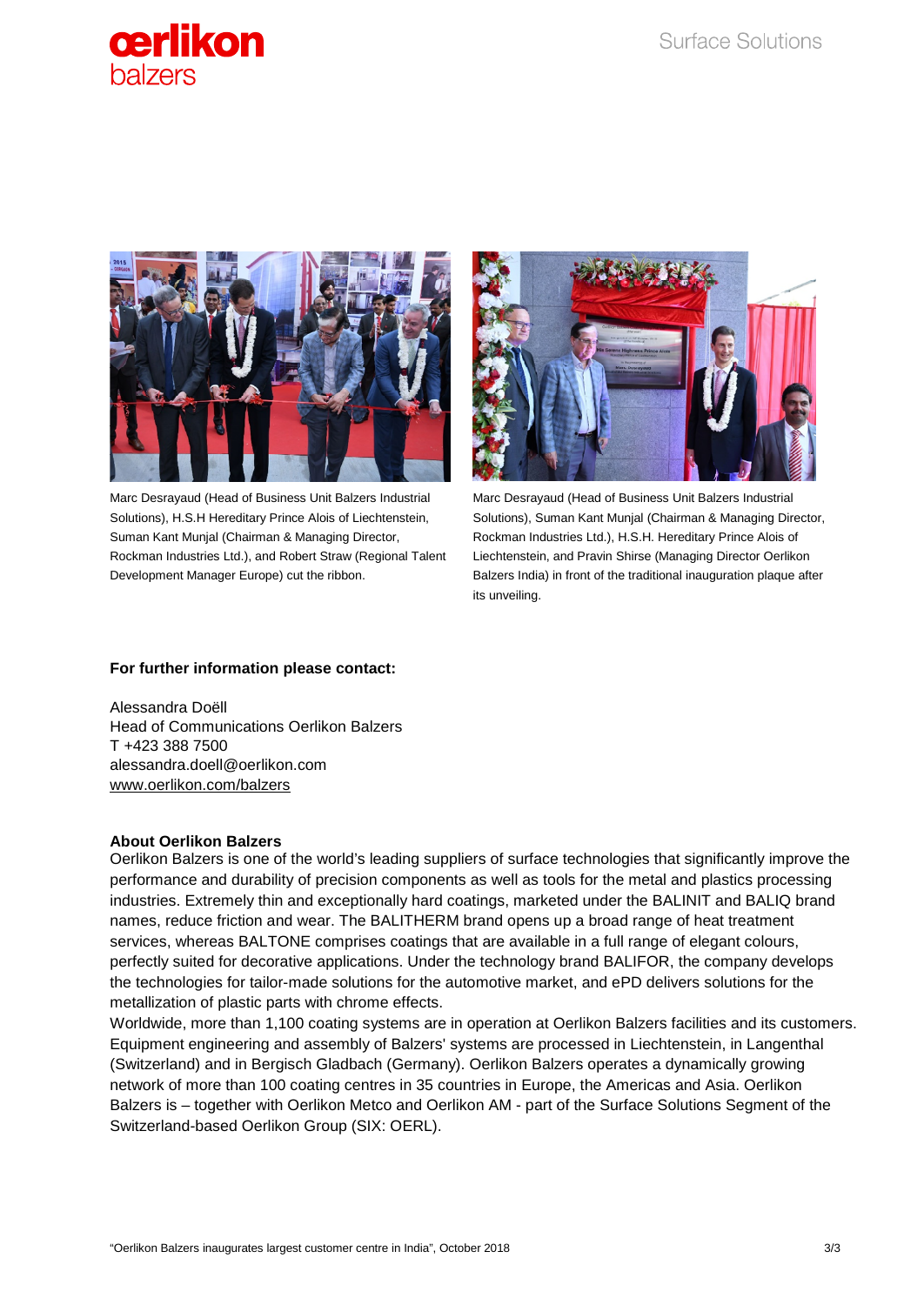Marc Desrayaud (Head of Business Unit Balzers Industrial Solutions), H.S.H Hereditary Prince Alois of Liechtenstein, Suman Kant Munjal (Chairman & Managing Director, Rockman Industries Ltd.), and Robert Straw (Regional Talent Development Manager Europe) cut the ribbon.

Marc Desrayaud (Head of Business Unit Balzers Industrial Solutions), Suman Kant Munjal (Chairman & Managing Director, Rockman Industries Ltd.), H.S.H. Hereditary Prince Alois of Liechtenstein, and Pravin Shirse (Managing Director Oerlikon Balzers India) in front of the traditional inauguration plaque after its unveiling.

**For further information please contact:**

Alessandra Doëll
Head of Communications Oerlikon Balzers
T +423 388 7500
alessandra.doell@oerlikon.com
www.oerlikon.com/balzers

**About Oerlikon Balzers**

Oerlikon Balzers is one of the world's leading suppliers of surface technologies that significantly improve the performance and durability of precision components as well as tools for the metal and plastics processing industries. Extremely thin and exceptionally hard coatings, marketed under the BALINIT and BALIQ brand names, reduce friction and wear. The BALITHERM brand opens up a broad range of heat treatment services, whereas BALTONE comprises coatings that are available in a full range of elegant colours, perfectly suited for decorative applications. Under the technology brand BALIFOR, the company develops the technologies for tailor-made solutions for the automotive market, and ePD delivers solutions for the metallization of plastic parts with chrome effects.
Worldwide, more than 1,100 coating systems are in operation at Oerlikon Balzers facilities and its customers. Equipment engineering and assembly of Balzers' systems are processed in Liechtenstein, in Langenthal (Switzerland) and in Bergisch Gladbach (Germany). Oerlikon Balzers operates a dynamically growing network of more than 100 coating centres in 35 countries in Europe, the Americas and Asia. Oerlikon Balzers is – together with Oerlikon Metco and Oerlikon AM - part of the Surface Solutions Segment of the Switzerland-based Oerlikon Group (SIX: OERL).